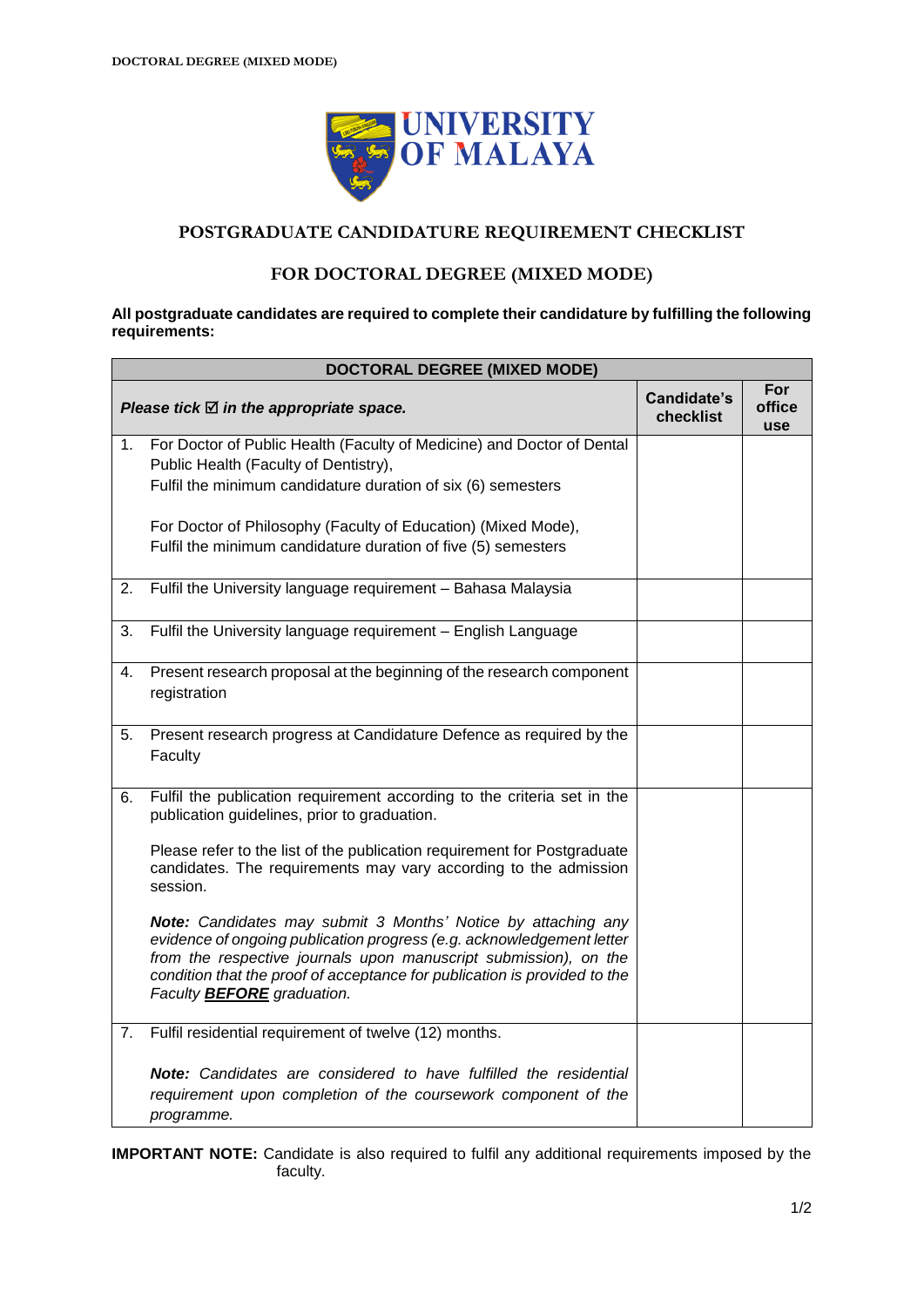# POSTGRADUATE CANDIDATURE REQUIREMENT CHECKLIST

## FOR DOCTORAL DEGREE (MIXED MODE)

**All postgraduate candidates are required to complete their candidature by fulfilling the following requirements:**

| DOCTORAL DEGREE (MIXED MODE) | | |
|---|---|---|
| ***Please tick ☑ in the appropriate space.*** | **Candidate's checklist** | **For office use** |
| 1. For Doctor of Public Health (Faculty of Medicine) and Doctor of Dental Public Health (Faculty of Dentistry), Fulfil the minimum candidature duration of six (6) semesters<br><br>For Doctor of Philosophy (Faculty of Education) (Mixed Mode), Fulfil the minimum candidature duration of five (5) semesters | | |
| 2. Fulfil the University language requirement – Bahasa Malaysia | | |
| 3. Fulfil the University language requirement – English Language | | |
| 4. Present research proposal at the beginning of the research component registration | | |
| 5. Present research progress at Candidature Defence as required by the Faculty | | |
| 6. Fulfil the publication requirement according to the criteria set in the publication guidelines, prior to graduation.<br><br>Please refer to the list of the publication requirement for Postgraduate candidates. The requirements may vary according to the admission session.<br><br>***Note:*** *Candidates may submit 3 Months' Notice by attaching any evidence of ongoing publication progress (e.g. acknowledgement letter from the respective journals upon manuscript submission), on the condition that the proof of acceptance for publication is provided to the Faculty **BEFORE** graduation.* | | |
| 7. Fulfil residential requirement of twelve (12) months.<br><br>***Note:*** *Candidates are considered to have fulfilled the residential requirement upon completion of the coursework component of the programme.* | | |

**IMPORTANT NOTE:** Candidate is also required to fulfil any additional requirements imposed by the faculty.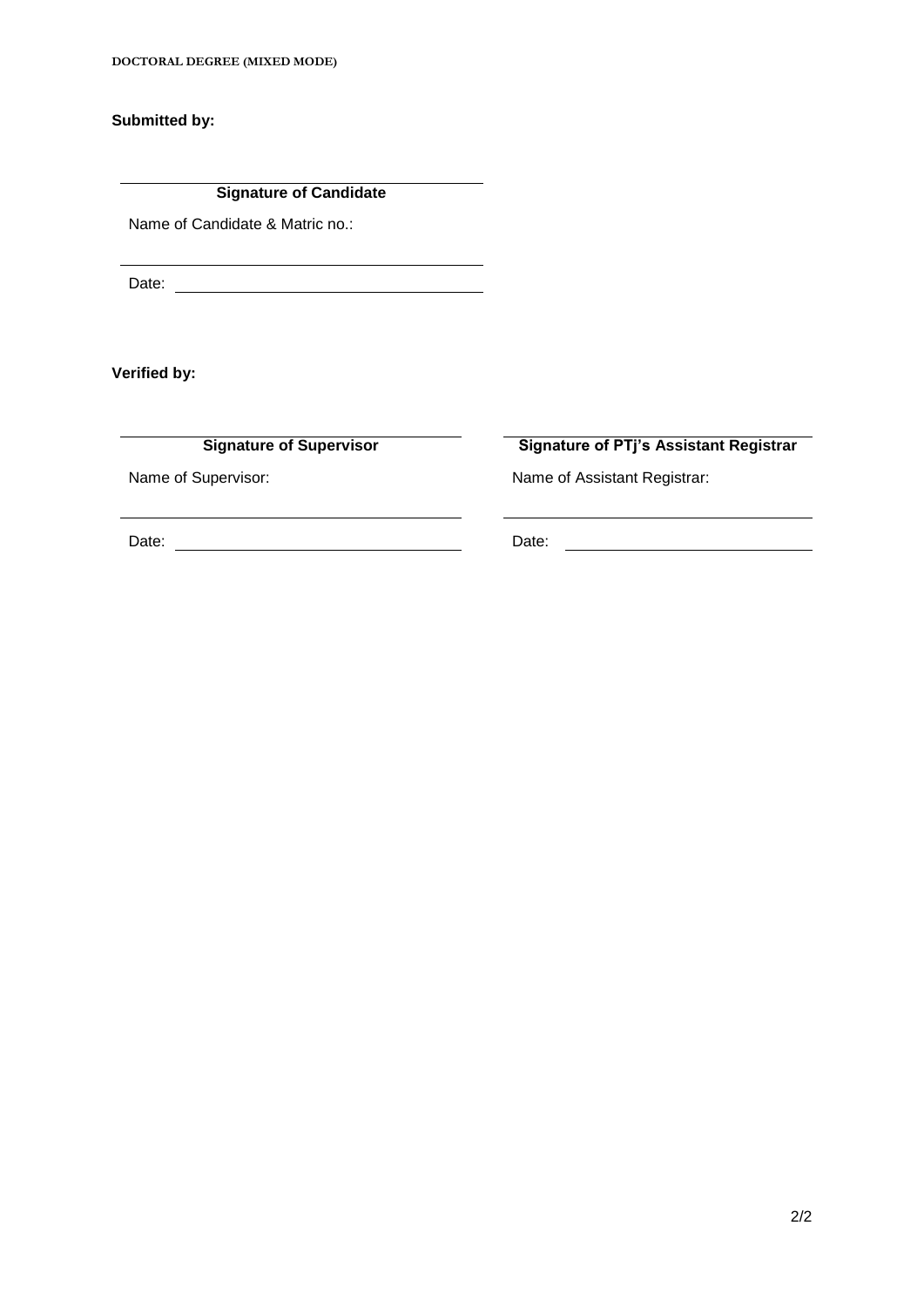**Submitted by:**

| **Signature of Candidate** |
|---|
| Name of Candidate & Matric no.: |
| Date: |

**Verified by:**

| **Signature of Supervisor** | **Signature of PTj's Assistant Registrar** |
|---|---|
| Name of Supervisor: | Name of Assistant Registrar: |
| Date: | Date: |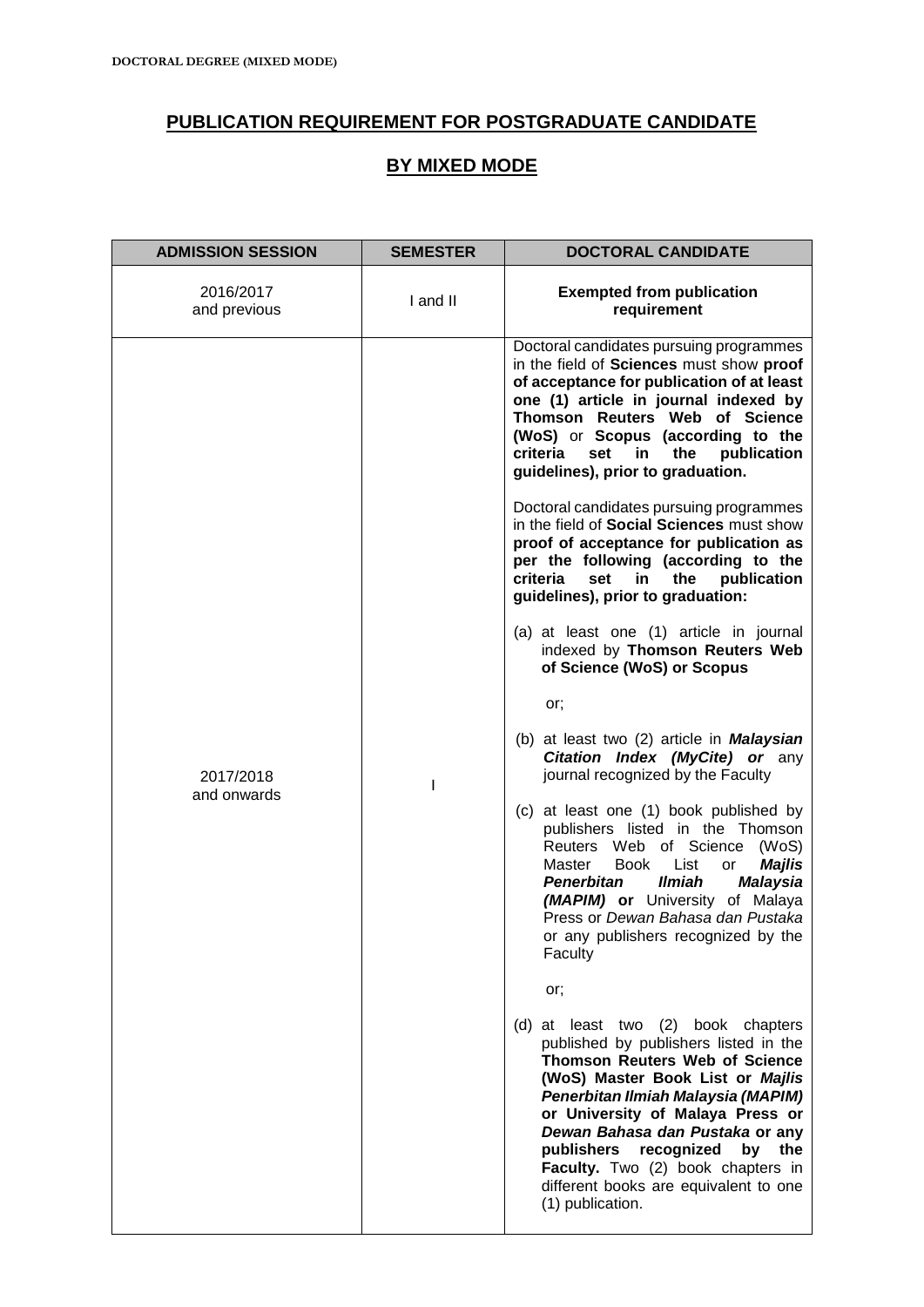# PUBLICATION REQUIREMENT FOR POSTGRADUATE CANDIDATE

## BY MIXED MODE

| ADMISSION SESSION | SEMESTER | DOCTORAL CANDIDATE |
|---|---|---|
| 2016/2017 and previous | I and II | **Exempted from publication requirement** |
| 2017/2018 and onwards | I | Doctoral candidates pursuing programmes in the field of **Sciences** must show **proof of acceptance for publication of at least one (1) article in journal indexed by Thomson Reuters Web of Science (WoS)** or **Scopus (according to the criteria set in the publication guidelines), prior to graduation.**<br><br>Doctoral candidates pursuing programmes in the field of **Social Sciences** must show **proof of acceptance for publication as per the following (according to the criteria set in the publication guidelines), prior to graduation:**<br><br>(a) at least one (1) article in journal indexed by **Thomson Reuters Web of Science (WoS) or Scopus**<br><br>or;<br><br>(b) at least two (2) article in ***Malaysian Citation Index (MyCite) or*** any journal recognized by the Faculty<br><br>(c) at least one (1) book published by publishers listed in the Thomson Reuters Web of Science (WoS) Master Book List or ***Majlis Penerbitan Ilmiah Malaysia (MAPIM)*** **or** University of Malaya Press or *Dewan Bahasa dan Pustaka* or any publishers recognized by the Faculty<br><br>or;<br><br>(d) at least two (2) book chapters published by publishers listed in the **Thomson Reuters Web of Science (WoS) Master Book List or *Majlis Penerbitan Ilmiah Malaysia (MAPIM)* or University of Malaya Press or *Dewan Bahasa dan Pustaka* or any publishers recognized by the Faculty.** Two (2) book chapters in different books are equivalent to one (1) publication. |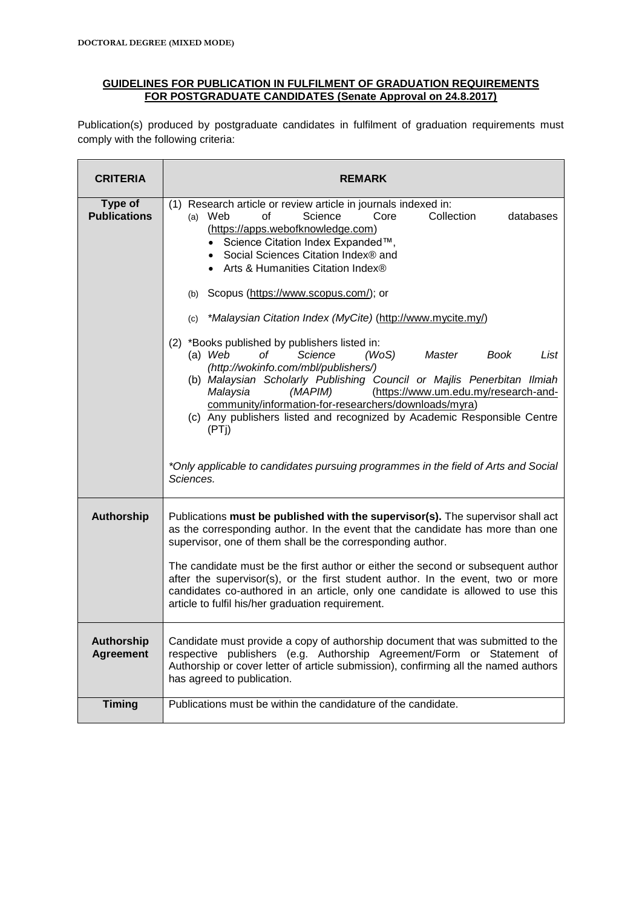**DOCTORAL DEGREE (MIXED MODE)**

**GUIDELINES FOR PUBLICATION IN FULFILMENT OF GRADUATION REQUIREMENTS FOR POSTGRADUATE CANDIDATES (Senate Approval on 24.8.2017)**

Publication(s) produced by postgraduate candidates in fulfilment of graduation requirements must comply with the following criteria:

| CRITERIA | REMARK |
|---|---|
| **Type of Publications** | (1) Research article or review article in journals indexed in:<br>(a) Web of Science Core Collection databases (https://apps.webofknowledge.com)<br>• Science Citation Index Expanded™,<br>• Social Sciences Citation Index® and<br>• Arts & Humanities Citation Index®<br>(b) Scopus (https://www.scopus.com/); or<br>(c) *\*Malaysian Citation Index (MyCite)* (http://www.mycite.my/)<br><br>(2) \*Books published by publishers listed in:<br>(a) *Web of Science (WoS) Master Book List (http://wokinfo.com/mbl/publishers/)*<br>(b) *Malaysian Scholarly Publishing Council or Majlis Penerbitan Ilmiah Malaysia (MAPIM)* (https://www.um.edu.my/research-and-community/information-for-researchers/downloads/myra)<br>(c) Any publishers listed and recognized by Academic Responsible Centre (PTj)<br><br>*\*Only applicable to candidates pursuing programmes in the field of Arts and Social Sciences.* |
| **Authorship** | Publications **must be published with the supervisor(s).** The supervisor shall act as the corresponding author. In the event that the candidate has more than one supervisor, one of them shall be the corresponding author.<br><br>The candidate must be the first author or either the second or subsequent author after the supervisor(s), or the first student author. In the event, two or more candidates co-authored in an article, only one candidate is allowed to use this article to fulfil his/her graduation requirement. |
| **Authorship Agreement** | Candidate must provide a copy of authorship document that was submitted to the respective publishers (e.g. Authorship Agreement/Form or Statement of Authorship or cover letter of article submission), confirming all the named authors has agreed to publication. |
| **Timing** | Publications must be within the candidature of the candidate. |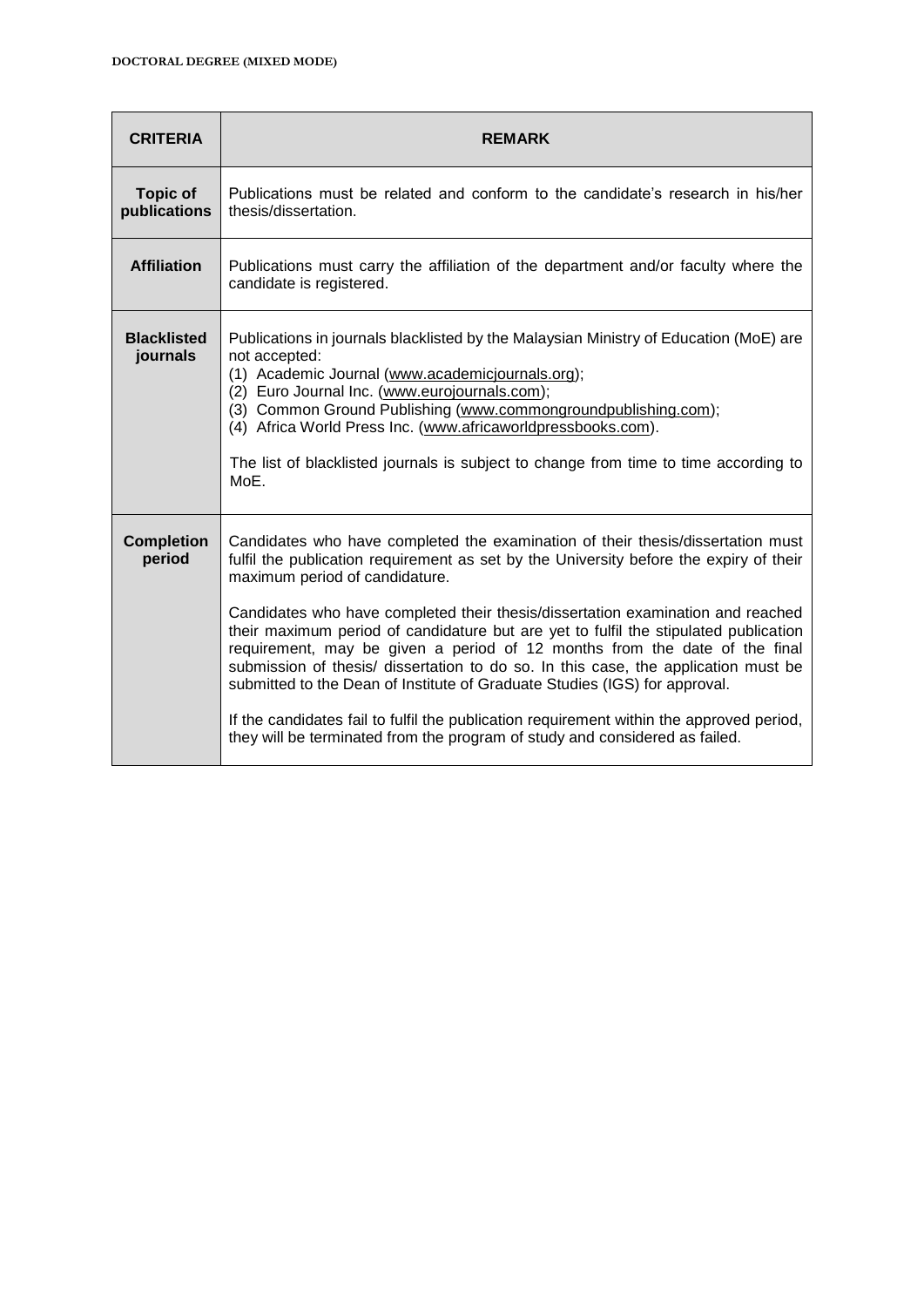| CRITERIA | REMARK |
| --- | --- |
| **Topic of publications** | Publications must be related and conform to the candidate's research in his/her thesis/dissertation. |
| **Affiliation** | Publications must carry the affiliation of the department and/or faculty where the candidate is registered. |
| **Blacklisted journals** | Publications in journals blacklisted by the Malaysian Ministry of Education (MoE) are not accepted:<br>(1) Academic Journal (www.academicjournals.org);<br>(2) Euro Journal Inc. (www.eurojournals.com);<br>(3) Common Ground Publishing (www.commongroundpublishing.com);<br>(4) Africa World Press Inc. (www.africaworldpressbooks.com).<br><br>The list of blacklisted journals is subject to change from time to time according to MoE. |
| **Completion period** | Candidates who have completed the examination of their thesis/dissertation must fulfil the publication requirement as set by the University before the expiry of their maximum period of candidature.<br><br>Candidates who have completed their thesis/dissertation examination and reached their maximum period of candidature but are yet to fulfil the stipulated publication requirement, may be given a period of 12 months from the date of the final submission of thesis/ dissertation to do so. In this case, the application must be submitted to the Dean of Institute of Graduate Studies (IGS) for approval.<br><br>If the candidates fail to fulfil the publication requirement within the approved period, they will be terminated from the program of study and considered as failed. |